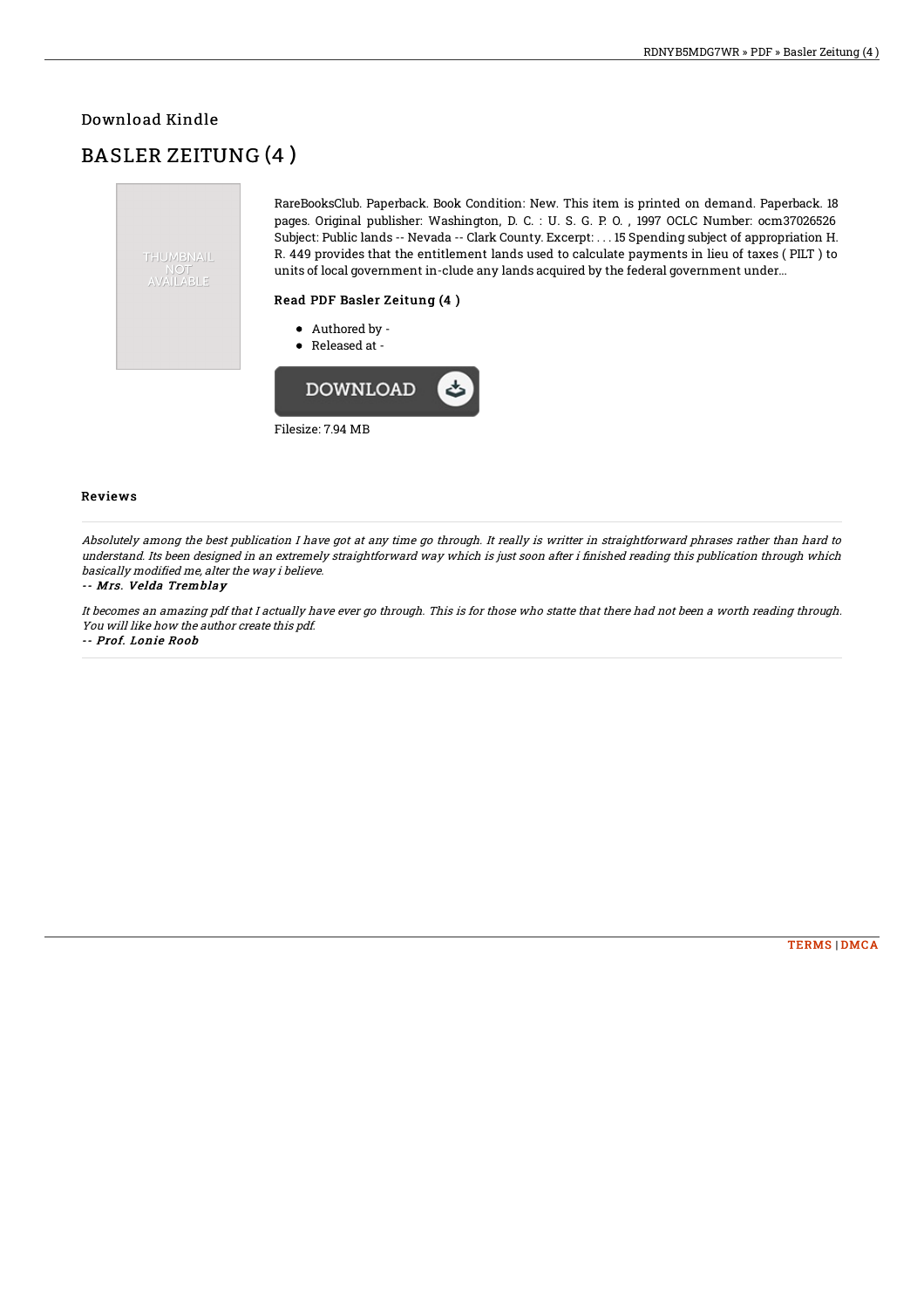## Download Kindle

# BASLER ZEITUNG (4 )

RareBooksClub. Paperback. Book Condition: New. This item is printed on demand. Paperback. 18 pages. Original publisher: Washington, D. C. : U. S. G. P. O. , 1997 OCLC Number: ocm37026526 Subject: Public lands -- Nevada -- Clark County. Excerpt: . . . 15 Spending subject of appropriation H. R. 449 provides that the entitlement lands used to calculate payments in lieu of taxes ( PILT ) to units of local government in-clude any lands acquired by the federal government under...

### Read PDF Basler Zeitung (4 )

- Authored by -
- Released at -

Filesize: 7.94 MB

### Reviews

*Absolutely among the best publication I have got at any time go through. It really is writter in straightforward phrases rather than hard to understand. Its been designed in an extremely straightforward way which is just soon after i finished reading this publication through which basically modified me, alter the way i believe.*

*-- Mrs. Velda Tremblay*

*It becomes an amazing pdf that I actually have ever go through. This is for those who statte that there had not been a worth reading through. You will like how the author create this pdf.*

*-- Prof. Lonie Roob*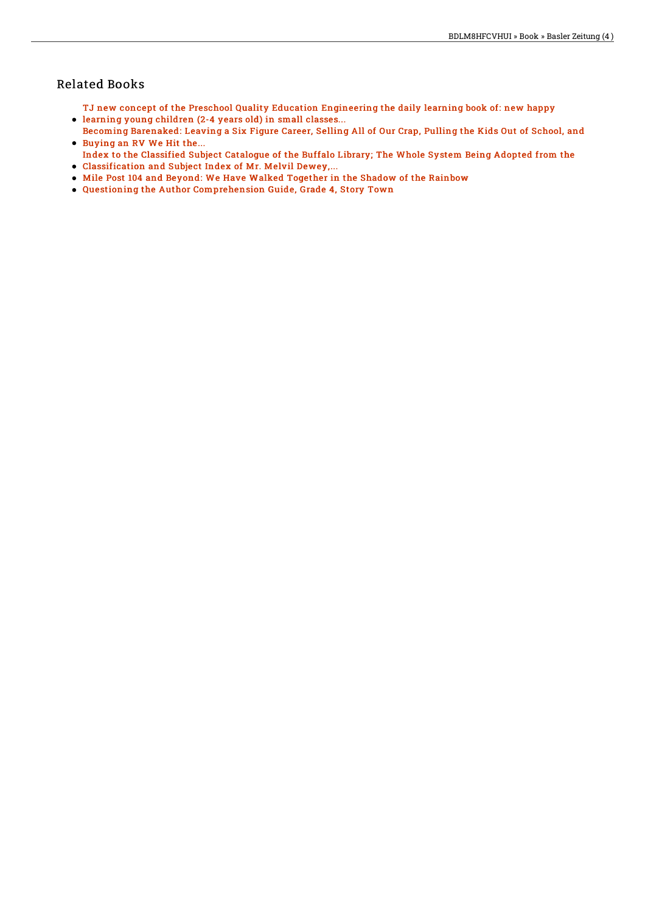## Related Books

- TJ new concept of the Preschool Quality Education Engineering the daily learning book of: new happy learning young children (2-4 years old) in small classes...
- Becoming Barenaked: Leaving a Six Figure Career, Selling All of Our Crap, Pulling the Kids Out of School, and Buying an RV We Hit the...
- Index to the Classified Subject Catalogue of the Buffalo Library; The Whole System Being Adopted from the Classification and Subject Index of Mr. Melvil Dewey,...
- Mile Post 104 and Beyond: We Have Walked Together in the Shadow of the Rainbow
- Questioning the Author Comprehension Guide, Grade 4, Story Town